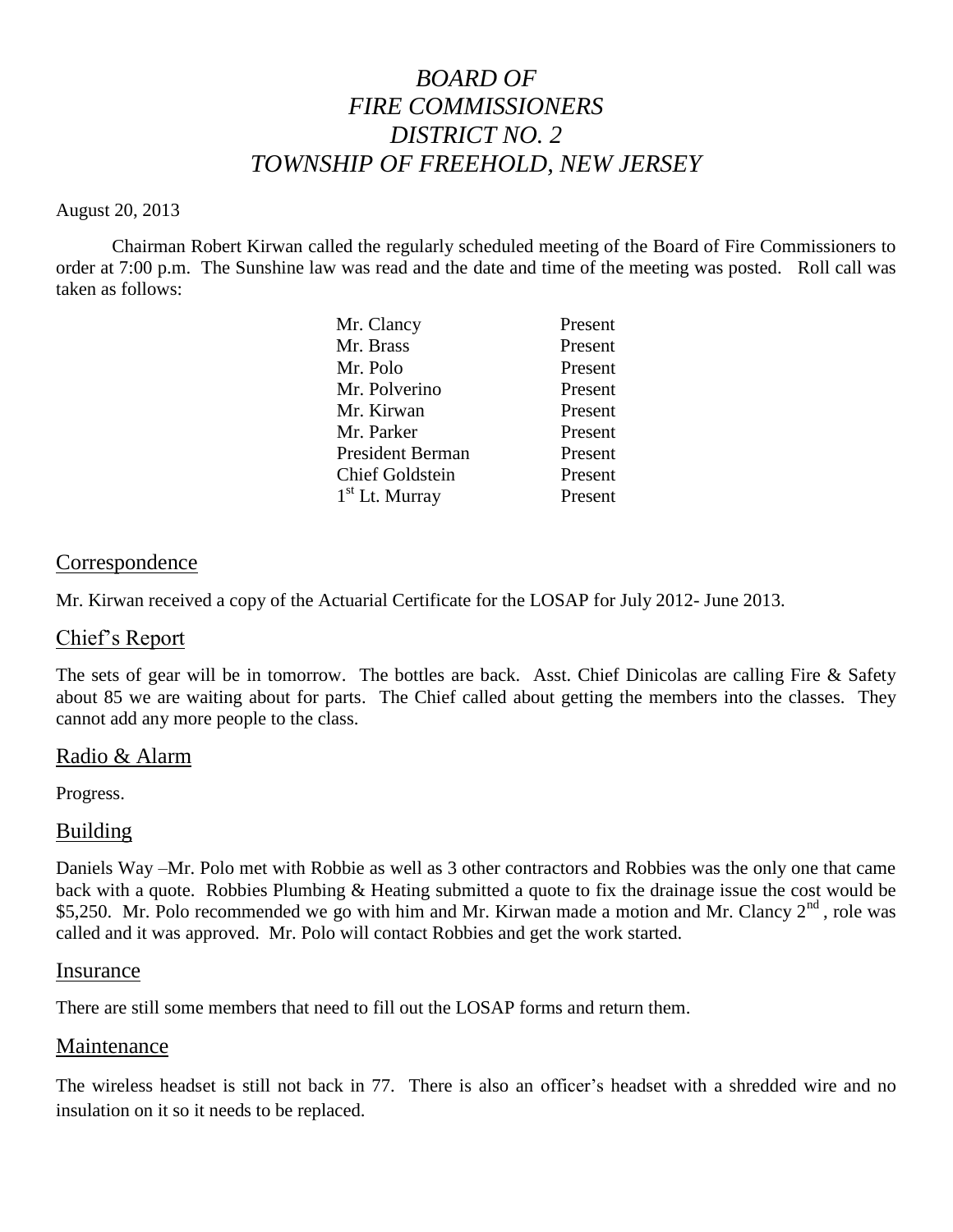# *BOARD OF FIRE COMMISSIONERS DISTRICT NO. 2 TOWNSHIP OF FREEHOLD, NEW JERSEY*

August 20, 2013

Chairman Robert Kirwan called the regularly scheduled meeting of the Board of Fire Commissioners to order at 7:00 p.m. The Sunshine law was read and the date and time of the meeting was posted. Roll call was taken as follows:

| | |
|---|---|
| Mr. Clancy | Present |
| Mr. Brass | Present |
| Mr. Polo | Present |
| Mr. Polverino | Present |
| Mr. Kirwan | Present |
| Mr. Parker | Present |
| President Berman | Present |
| Chief Goldstein | Present |
| 1st Lt. Murray | Present |

## Correspondence

Mr. Kirwan received a copy of the Actuarial Certificate for the LOSAP for July 2012- June 2013.

## Chief's Report

The sets of gear will be in tomorrow. The bottles are back. Asst. Chief Dinicolas are calling Fire & Safety about 85 we are waiting about for parts. The Chief called about getting the members into the classes. They cannot add any more people to the class.

## Radio & Alarm

Progress.

## Building

Daniels Way –Mr. Polo met with Robbie as well as 3 other contractors and Robbies was the only one that came back with a quote. Robbies Plumbing & Heating submitted a quote to fix the drainage issue the cost would be $5,250. Mr. Polo recommended we go with him and Mr. Kirwan made a motion and Mr. Clancy 2nd , role was called and it was approved. Mr. Polo will contact Robbies and get the work started.

## Insurance

There are still some members that need to fill out the LOSAP forms and return them.

## Maintenance

The wireless headset is still not back in 77. There is also an officer's headset with a shredded wire and no insulation on it so it needs to be replaced.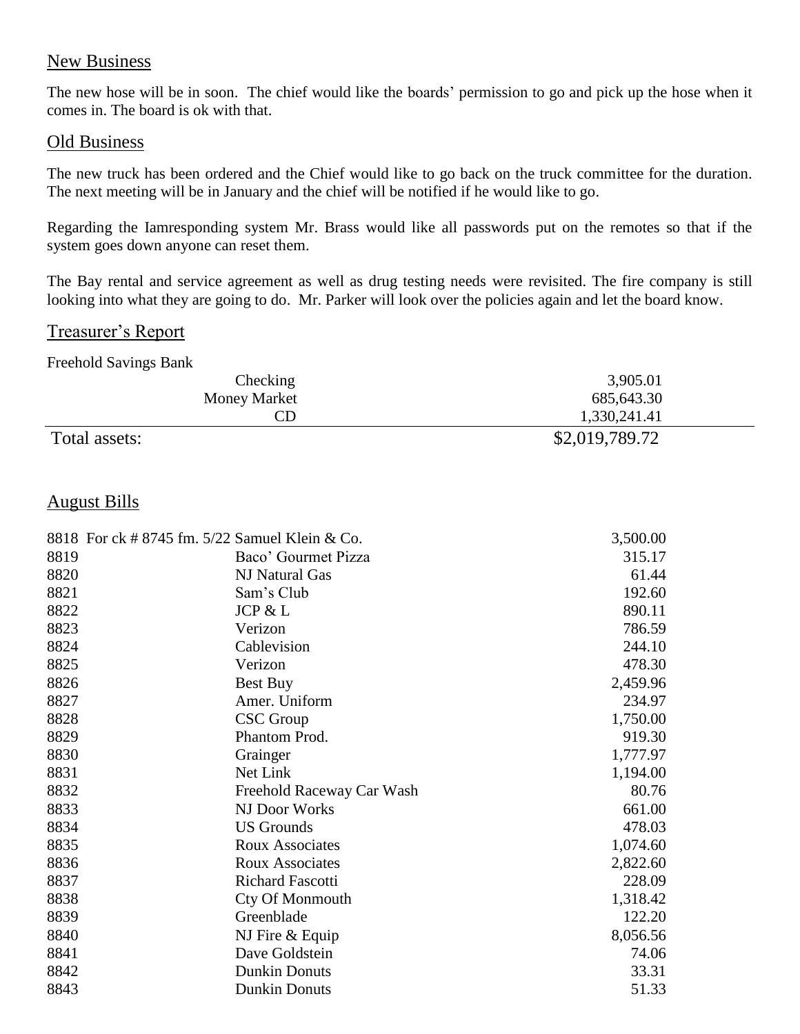## New Business

The new hose will be in soon. The chief would like the boards' permission to go and pick up the hose when it comes in. The board is ok with that.

## Old Business

The new truck has been ordered and the Chief would like to go back on the truck committee for the duration. The next meeting will be in January and the chief will be notified if he would like to go.

Regarding the Iamresponding system Mr. Brass would like all passwords put on the remotes so that if the system goes down anyone can reset them.

The Bay rental and service agreement as well as drug testing needs were revisited. The fire company is still looking into what they are going to do. Mr. Parker will look over the policies again and let the board know.

## Treasurer's Report

Freehold Savings Bank

| | |
|---|---|
| Checking | 3,905.01 |
| Money Market | 685,643.30 |
| CD | 1,330,241.41 |
| Total assets: | $2,019,789.72 |

## August Bills

| | | |
|---|---|---|
| 8818 For ck # 8745 fm. 5/22 | Samuel Klein & Co. | 3,500.00 |
| 8819 | Baco' Gourmet Pizza | 315.17 |
| 8820 | NJ Natural Gas | 61.44 |
| 8821 | Sam's Club | 192.60 |
| 8822 | JCP & L | 890.11 |
| 8823 | Verizon | 786.59 |
| 8824 | Cablevision | 244.10 |
| 8825 | Verizon | 478.30 |
| 8826 | Best Buy | 2,459.96 |
| 8827 | Amer. Uniform | 234.97 |
| 8828 | CSC Group | 1,750.00 |
| 8829 | Phantom Prod. | 919.30 |
| 8830 | Grainger | 1,777.97 |
| 8831 | Net Link | 1,194.00 |
| 8832 | Freehold Raceway Car Wash | 80.76 |
| 8833 | NJ Door Works | 661.00 |
| 8834 | US Grounds | 478.03 |
| 8835 | Roux Associates | 1,074.60 |
| 8836 | Roux Associates | 2,822.60 |
| 8837 | Richard Fascotti | 228.09 |
| 8838 | Cty Of Monmouth | 1,318.42 |
| 8839 | Greenblade | 122.20 |
| 8840 | NJ Fire & Equip | 8,056.56 |
| 8841 | Dave Goldstein | 74.06 |
| 8842 | Dunkin Donuts | 33.31 |
| 8843 | Dunkin Donuts | 51.33 |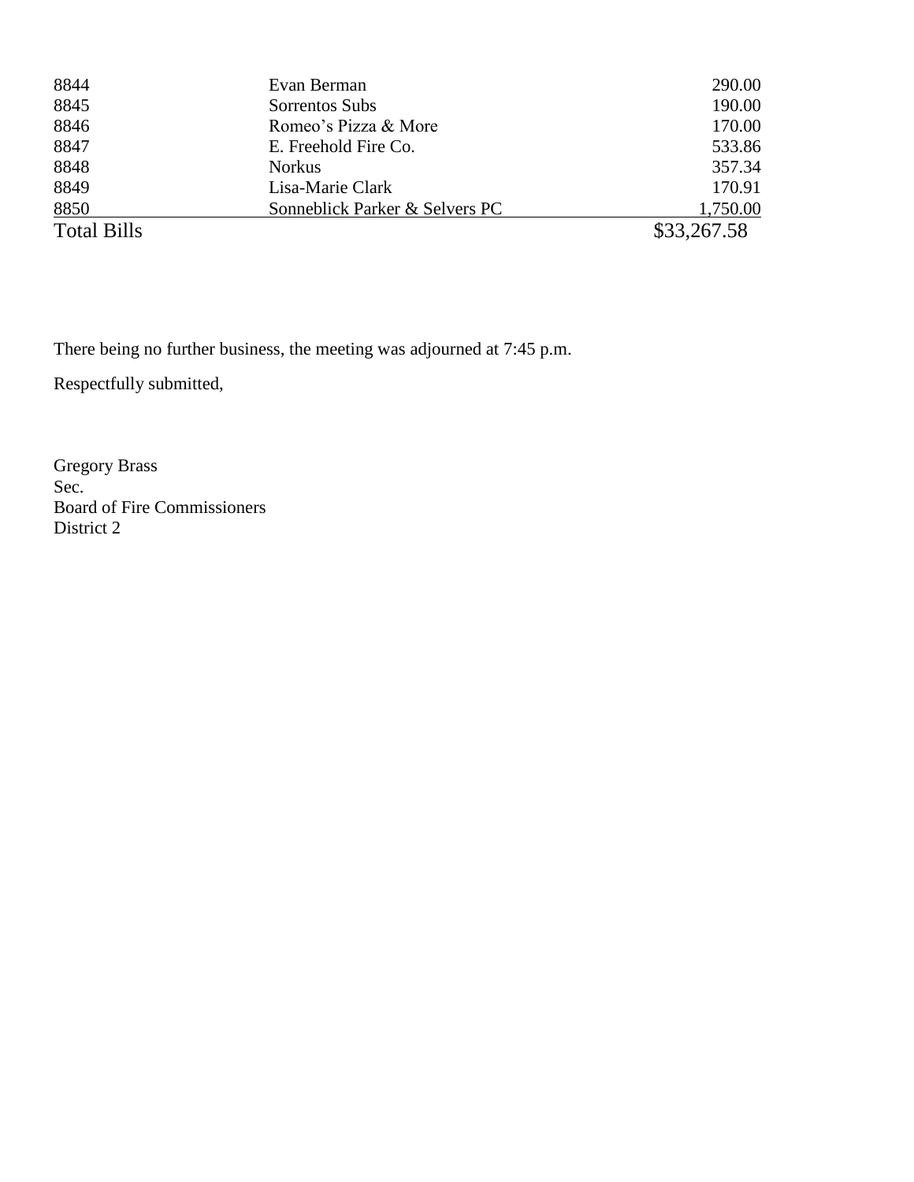| | | |
|---|---|---|
| 8844 | Evan Berman | 290.00 |
| 8845 | Sorrentos Subs | 190.00 |
| 8846 | Romeo's Pizza & More | 170.00 |
| 8847 | E. Freehold Fire Co. | 533.86 |
| 8848 | Norkus | 357.34 |
| 8849 | Lisa-Marie Clark | 170.91 |
| 8850 | Sonneblick Parker & Selvers PC | 1,750.00 |
| Total Bills | | $33,267.58 |

There being no further business, the meeting was adjourned at 7:45 p.m.

Respectfully submitted,

Gregory Brass
Sec.
Board of Fire Commissioners
District 2